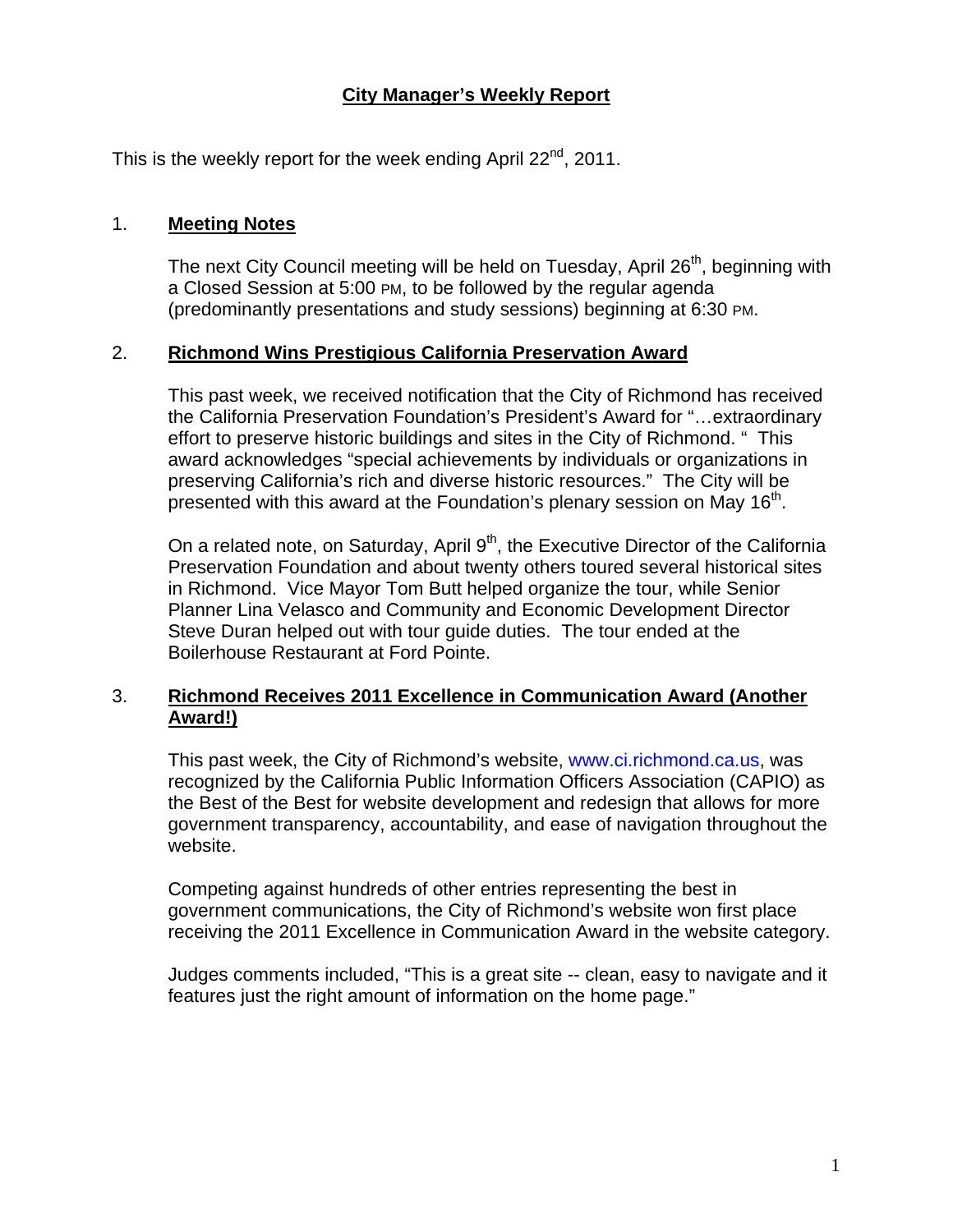# City Manager's Weekly Report

This is the weekly report for the week ending April 22nd, 2011.

## 1. Meeting Notes

The next City Council meeting will be held on Tuesday, April 26th, beginning with a Closed Session at 5:00 PM, to be followed by the regular agenda (predominantly presentations and study sessions) beginning at 6:30 PM.

## 2. Richmond Wins Prestigious California Preservation Award

This past week, we received notification that the City of Richmond has received the California Preservation Foundation's President's Award for "…extraordinary effort to preserve historic buildings and sites in the City of Richmond. " This award acknowledges "special achievements by individuals or organizations in preserving California's rich and diverse historic resources." The City will be presented with this award at the Foundation's plenary session on May 16th.

On a related note, on Saturday, April 9th, the Executive Director of the California Preservation Foundation and about twenty others toured several historical sites in Richmond. Vice Mayor Tom Butt helped organize the tour, while Senior Planner Lina Velasco and Community and Economic Development Director Steve Duran helped out with tour guide duties. The tour ended at the Boilerhouse Restaurant at Ford Pointe.

## 3. Richmond Receives 2011 Excellence in Communication Award (Another Award!)

This past week, the City of Richmond's website, www.ci.richmond.ca.us, was recognized by the California Public Information Officers Association (CAPIO) as the Best of the Best for website development and redesign that allows for more government transparency, accountability, and ease of navigation throughout the website.

Competing against hundreds of other entries representing the best in government communications, the City of Richmond's website won first place receiving the 2011 Excellence in Communication Award in the website category.

Judges comments included, "This is a great site -- clean, easy to navigate and it features just the right amount of information on the home page."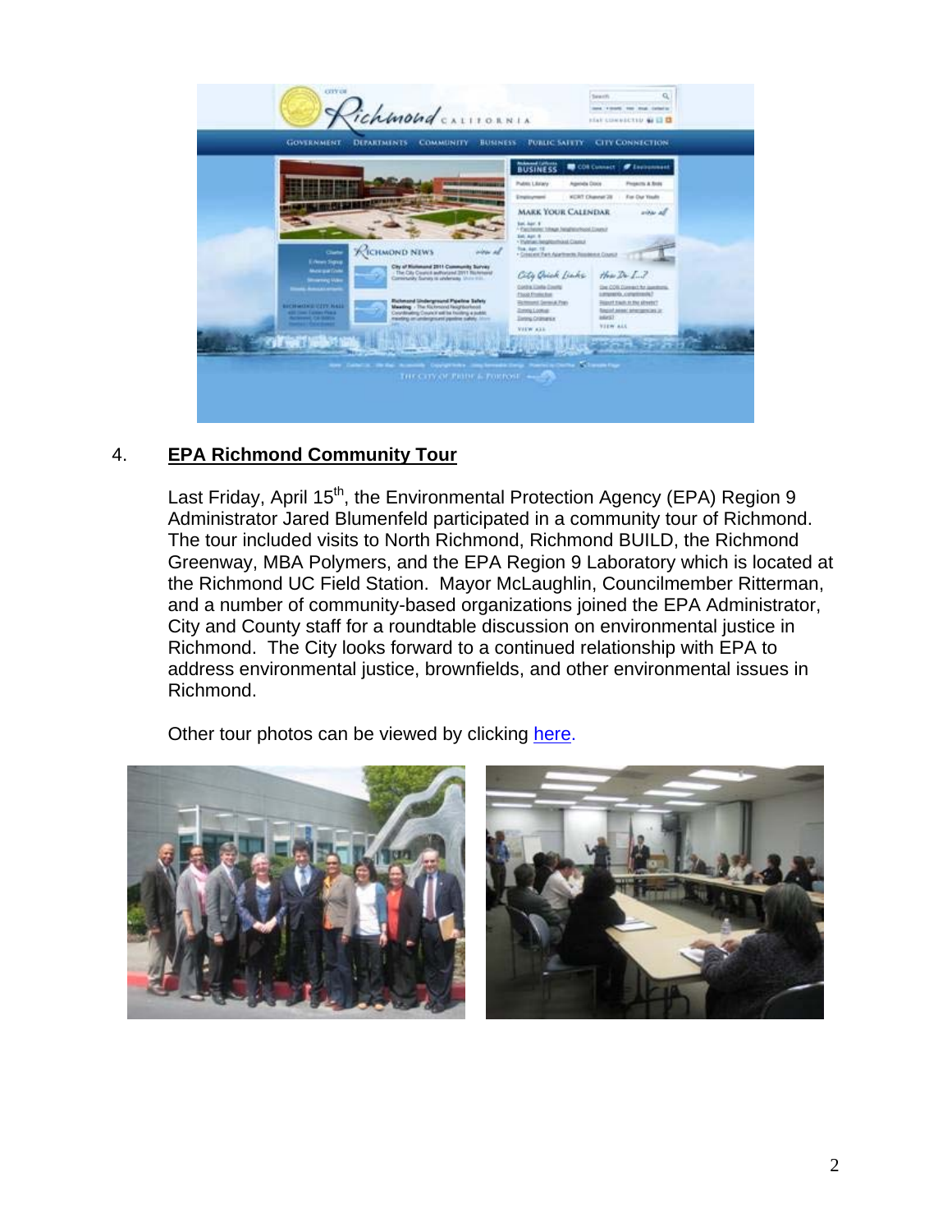4. **EPA Richmond Community Tour**

Last Friday, April 15th, the Environmental Protection Agency (EPA) Region 9 Administrator Jared Blumenfeld participated in a community tour of Richmond. The tour included visits to North Richmond, Richmond BUILD, the Richmond Greenway, MBA Polymers, and the EPA Region 9 Laboratory which is located at the Richmond UC Field Station. Mayor McLaughlin, Councilmember Ritterman, and a number of community-based organizations joined the EPA Administrator, City and County staff for a roundtable discussion on environmental justice in Richmond. The City looks forward to a continued relationship with EPA to address environmental justice, brownfields, and other environmental issues in Richmond.

Other tour photos can be viewed by clicking here.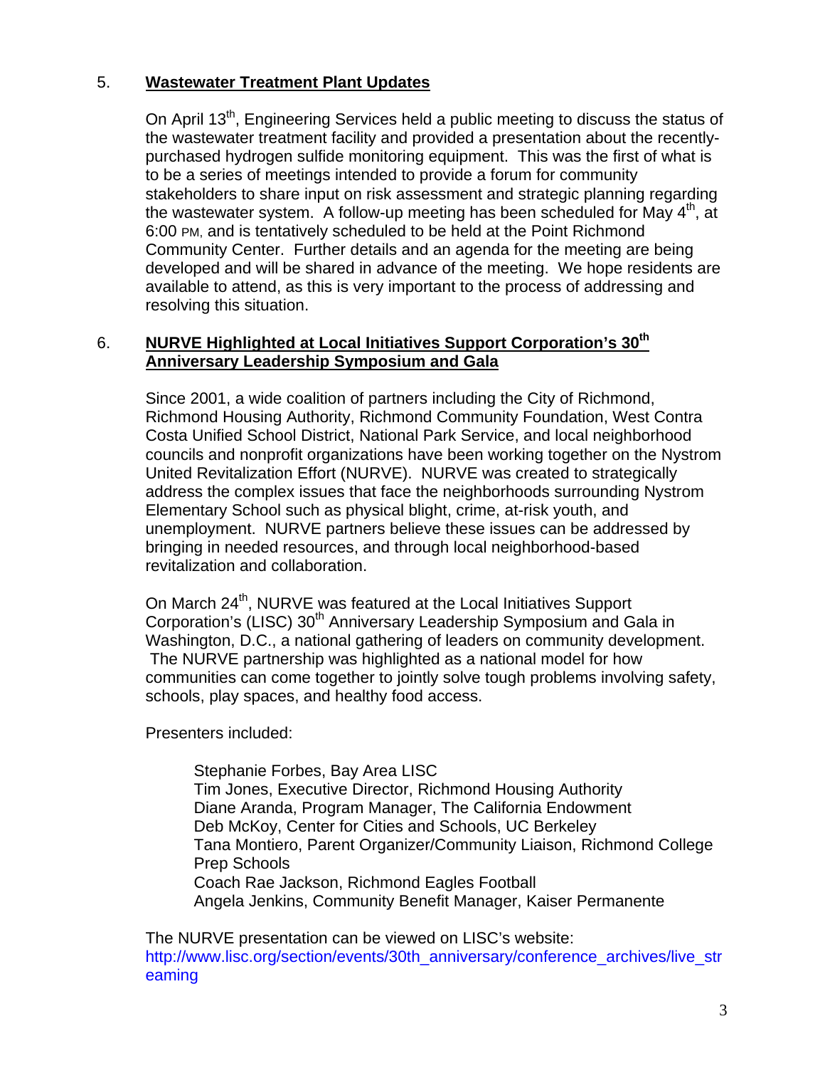5. **Wastewater Treatment Plant Updates**

On April 13th, Engineering Services held a public meeting to discuss the status of the wastewater treatment facility and provided a presentation about the recently-purchased hydrogen sulfide monitoring equipment. This was the first of what is to be a series of meetings intended to provide a forum for community stakeholders to share input on risk assessment and strategic planning regarding the wastewater system. A follow-up meeting has been scheduled for May 4th, at 6:00 PM, and is tentatively scheduled to be held at the Point Richmond Community Center. Further details and an agenda for the meeting are being developed and will be shared in advance of the meeting. We hope residents are available to attend, as this is very important to the process of addressing and resolving this situation.

6. **NURVE Highlighted at Local Initiatives Support Corporation's 30th Anniversary Leadership Symposium and Gala**

Since 2001, a wide coalition of partners including the City of Richmond, Richmond Housing Authority, Richmond Community Foundation, West Contra Costa Unified School District, National Park Service, and local neighborhood councils and nonprofit organizations have been working together on the Nystrom United Revitalization Effort (NURVE). NURVE was created to strategically address the complex issues that face the neighborhoods surrounding Nystrom Elementary School such as physical blight, crime, at-risk youth, and unemployment. NURVE partners believe these issues can be addressed by bringing in needed resources, and through local neighborhood-based revitalization and collaboration.

On March 24th, NURVE was featured at the Local Initiatives Support Corporation's (LISC) 30th Anniversary Leadership Symposium and Gala in Washington, D.C., a national gathering of leaders on community development. The NURVE partnership was highlighted as a national model for how communities can come together to jointly solve tough problems involving safety, schools, play spaces, and healthy food access.

Presenters included:

Stephanie Forbes, Bay Area LISC
Tim Jones, Executive Director, Richmond Housing Authority
Diane Aranda, Program Manager, The California Endowment
Deb McKoy, Center for Cities and Schools, UC Berkeley
Tana Montiero, Parent Organizer/Community Liaison, Richmond College Prep Schools
Coach Rae Jackson, Richmond Eagles Football
Angela Jenkins, Community Benefit Manager, Kaiser Permanente

The NURVE presentation can be viewed on LISC's website: http://www.lisc.org/section/events/30th_anniversary/conference_archives/live_streaming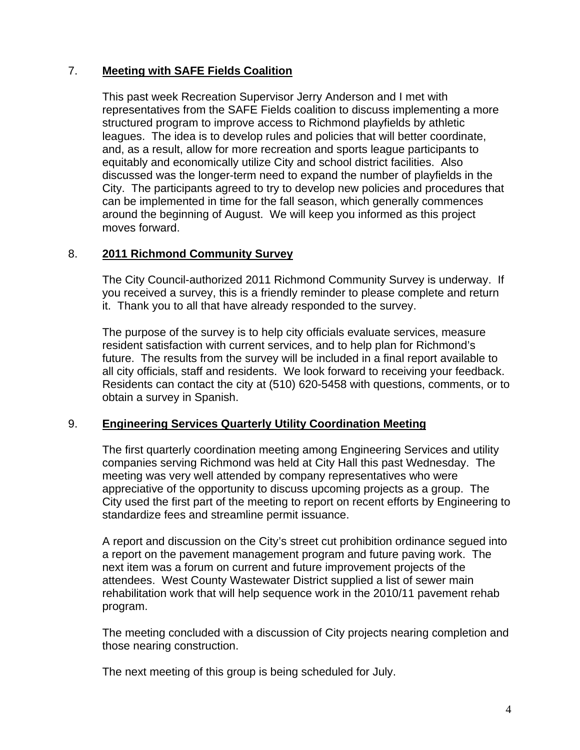7. **Meeting with SAFE Fields Coalition**

This past week Recreation Supervisor Jerry Anderson and I met with representatives from the SAFE Fields coalition to discuss implementing a more structured program to improve access to Richmond playfields by athletic leagues. The idea is to develop rules and policies that will better coordinate, and, as a result, allow for more recreation and sports league participants to equitably and economically utilize City and school district facilities. Also discussed was the longer-term need to expand the number of playfields in the City. The participants agreed to try to develop new policies and procedures that can be implemented in time for the fall season, which generally commences around the beginning of August. We will keep you informed as this project moves forward.

8. **2011 Richmond Community Survey**

The City Council-authorized 2011 Richmond Community Survey is underway. If you received a survey, this is a friendly reminder to please complete and return it. Thank you to all that have already responded to the survey.

The purpose of the survey is to help city officials evaluate services, measure resident satisfaction with current services, and to help plan for Richmond's future. The results from the survey will be included in a final report available to all city officials, staff and residents. We look forward to receiving your feedback. Residents can contact the city at (510) 620-5458 with questions, comments, or to obtain a survey in Spanish.

9. **Engineering Services Quarterly Utility Coordination Meeting**

The first quarterly coordination meeting among Engineering Services and utility companies serving Richmond was held at City Hall this past Wednesday. The meeting was very well attended by company representatives who were appreciative of the opportunity to discuss upcoming projects as a group. The City used the first part of the meeting to report on recent efforts by Engineering to standardize fees and streamline permit issuance.

A report and discussion on the City's street cut prohibition ordinance segued into a report on the pavement management program and future paving work. The next item was a forum on current and future improvement projects of the attendees. West County Wastewater District supplied a list of sewer main rehabilitation work that will help sequence work in the 2010/11 pavement rehab program.

The meeting concluded with a discussion of City projects nearing completion and those nearing construction.

The next meeting of this group is being scheduled for July.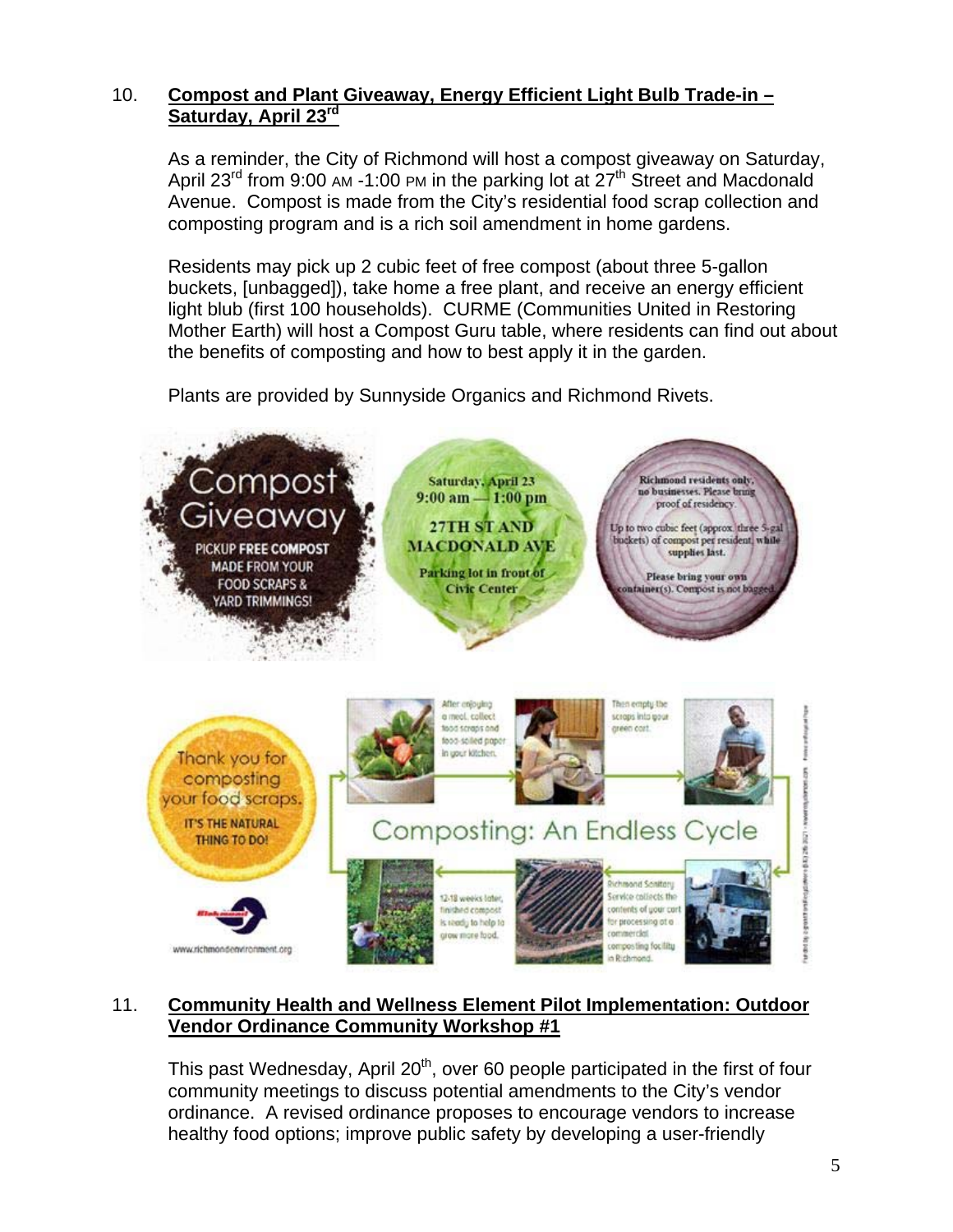## 10. Compost and Plant Giveaway, Energy Efficient Light Bulb Trade-in – Saturday, April 23rd

As a reminder, the City of Richmond will host a compost giveaway on Saturday, April 23rd from 9:00 AM -1:00 PM in the parking lot at 27th Street and Macdonald Avenue. Compost is made from the City's residential food scrap collection and composting program and is a rich soil amendment in home gardens.

Residents may pick up 2 cubic feet of free compost (about three 5-gallon buckets, [unbagged]), take home a free plant, and receive an energy efficient light blub (first 100 households). CURME (Communities United in Restoring Mother Earth) will host a Compost Guru table, where residents can find out about the benefits of composting and how to best apply it in the garden.

Plants are provided by Sunnyside Organics and Richmond Rivets.

Compost Giveaway

PICKUP FREE COMPOST MADE FROM YOUR FOOD SCRAPS & YARD TRIMMINGS!

Saturday, April 23
9:00 am — 1:00 pm

27TH ST AND MACDONALD AVE

Parking lot in front of Civic Center

Richmond residents only, no businesses. Please bring proof of residency.

Up to two cubic feet (approx. three 5-gal buckets) of compost per resident, while supplies last.

Please bring your own container(s). Compost is not bagged.

Thank you for composting your food scraps.

IT'S THE NATURAL THING TO DO!

Composting: An Endless Cycle

After enjoying a meal, collect food scraps and food-soiled paper in your kitchen.

Then empty the scraps into your green cart.

Richmond Sanitary Service collects the contents of your cart for processing at a commercial composting facility in Richmond.

12-18 weeks later, finished compost is ready to help to grow more food.

www.richmondenvironment.org

## 11. Community Health and Wellness Element Pilot Implementation: Outdoor Vendor Ordinance Community Workshop #1

This past Wednesday, April 20th, over 60 people participated in the first of four community meetings to discuss potential amendments to the City's vendor ordinance. A revised ordinance proposes to encourage vendors to increase healthy food options; improve public safety by developing a user-friendly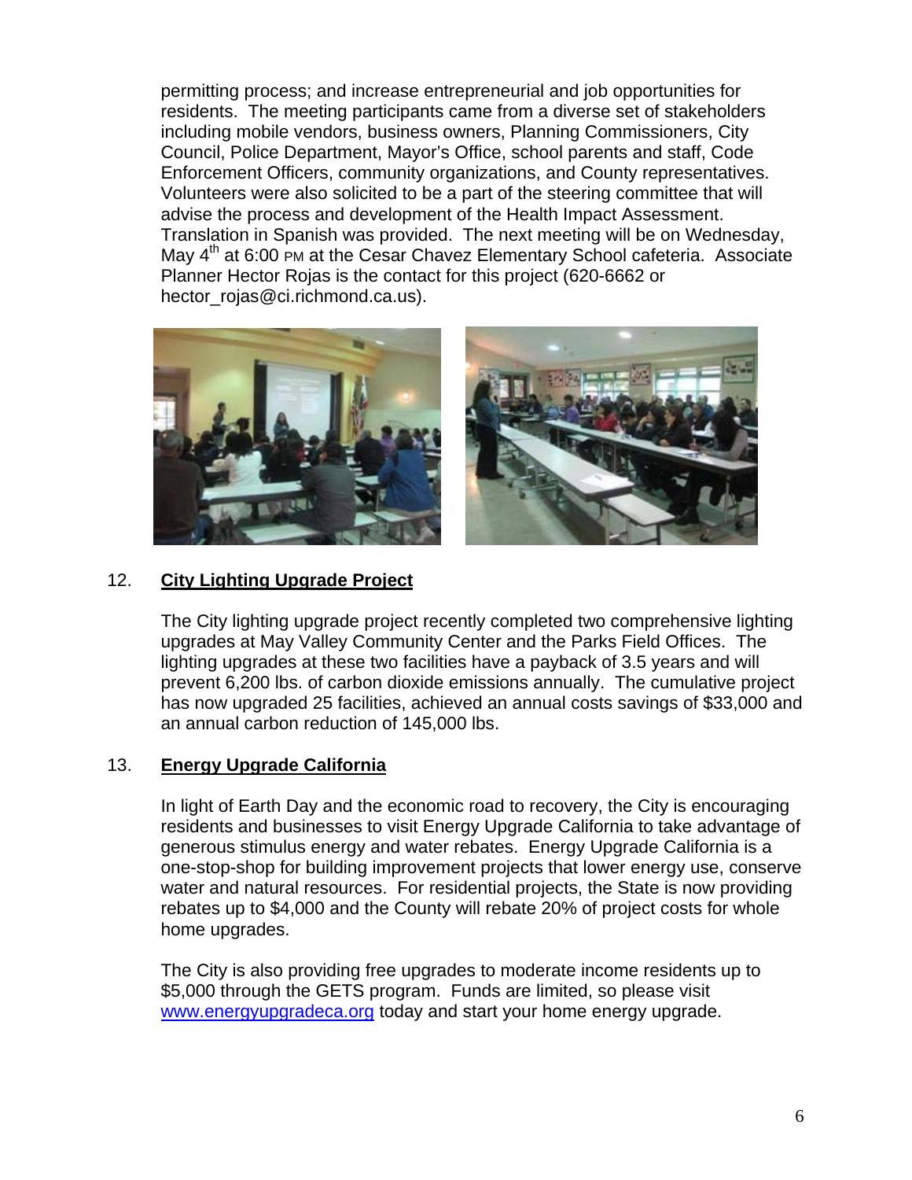permitting process; and increase entrepreneurial and job opportunities for residents. The meeting participants came from a diverse set of stakeholders including mobile vendors, business owners, Planning Commissioners, City Council, Police Department, Mayor's Office, school parents and staff, Code Enforcement Officers, community organizations, and County representatives. Volunteers were also solicited to be a part of the steering committee that will advise the process and development of the Health Impact Assessment. Translation in Spanish was provided. The next meeting will be on Wednesday, May 4th at 6:00 PM at the Cesar Chavez Elementary School cafeteria. Associate Planner Hector Rojas is the contact for this project (620-6662 or hector_rojas@ci.richmond.ca.us).

12. **City Lighting Upgrade Project**

The City lighting upgrade project recently completed two comprehensive lighting upgrades at May Valley Community Center and the Parks Field Offices. The lighting upgrades at these two facilities have a payback of 3.5 years and will prevent 6,200 lbs. of carbon dioxide emissions annually. The cumulative project has now upgraded 25 facilities, achieved an annual costs savings of $33,000 and an annual carbon reduction of 145,000 lbs.

13. **Energy Upgrade California**

In light of Earth Day and the economic road to recovery, the City is encouraging residents and businesses to visit Energy Upgrade California to take advantage of generous stimulus energy and water rebates. Energy Upgrade California is a one-stop-shop for building improvement projects that lower energy use, conserve water and natural resources. For residential projects, the State is now providing rebates up to $4,000 and the County will rebate 20% of project costs for whole home upgrades.

The City is also providing free upgrades to moderate income residents up to $5,000 through the GETS program. Funds are limited, so please visit www.energyupgradeca.org today and start your home energy upgrade.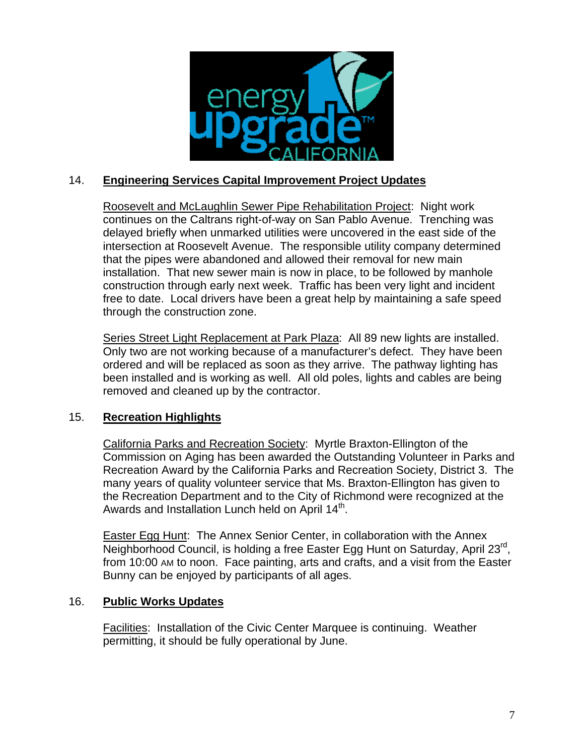## 14. Engineering Services Capital Improvement Project Updates

Roosevelt and McLaughlin Sewer Pipe Rehabilitation Project: Night work continues on the Caltrans right-of-way on San Pablo Avenue. Trenching was delayed briefly when unmarked utilities were uncovered in the east side of the intersection at Roosevelt Avenue. The responsible utility company determined that the pipes were abandoned and allowed their removal for new main installation. That new sewer main is now in place, to be followed by manhole construction through early next week. Traffic has been very light and incident free to date. Local drivers have been a great help by maintaining a safe speed through the construction zone.

Series Street Light Replacement at Park Plaza: All 89 new lights are installed. Only two are not working because of a manufacturer's defect. They have been ordered and will be replaced as soon as they arrive. The pathway lighting has been installed and is working as well. All old poles, lights and cables are being removed and cleaned up by the contractor.

## 15. Recreation Highlights

California Parks and Recreation Society: Myrtle Braxton-Ellington of the Commission on Aging has been awarded the Outstanding Volunteer in Parks and Recreation Award by the California Parks and Recreation Society, District 3. The many years of quality volunteer service that Ms. Braxton-Ellington has given to the Recreation Department and to the City of Richmond were recognized at the Awards and Installation Lunch held on April 14th.

Easter Egg Hunt: The Annex Senior Center, in collaboration with the Annex Neighborhood Council, is holding a free Easter Egg Hunt on Saturday, April 23rd, from 10:00 AM to noon. Face painting, arts and crafts, and a visit from the Easter Bunny can be enjoyed by participants of all ages.

## 16. Public Works Updates

Facilities: Installation of the Civic Center Marquee is continuing. Weather permitting, it should be fully operational by June.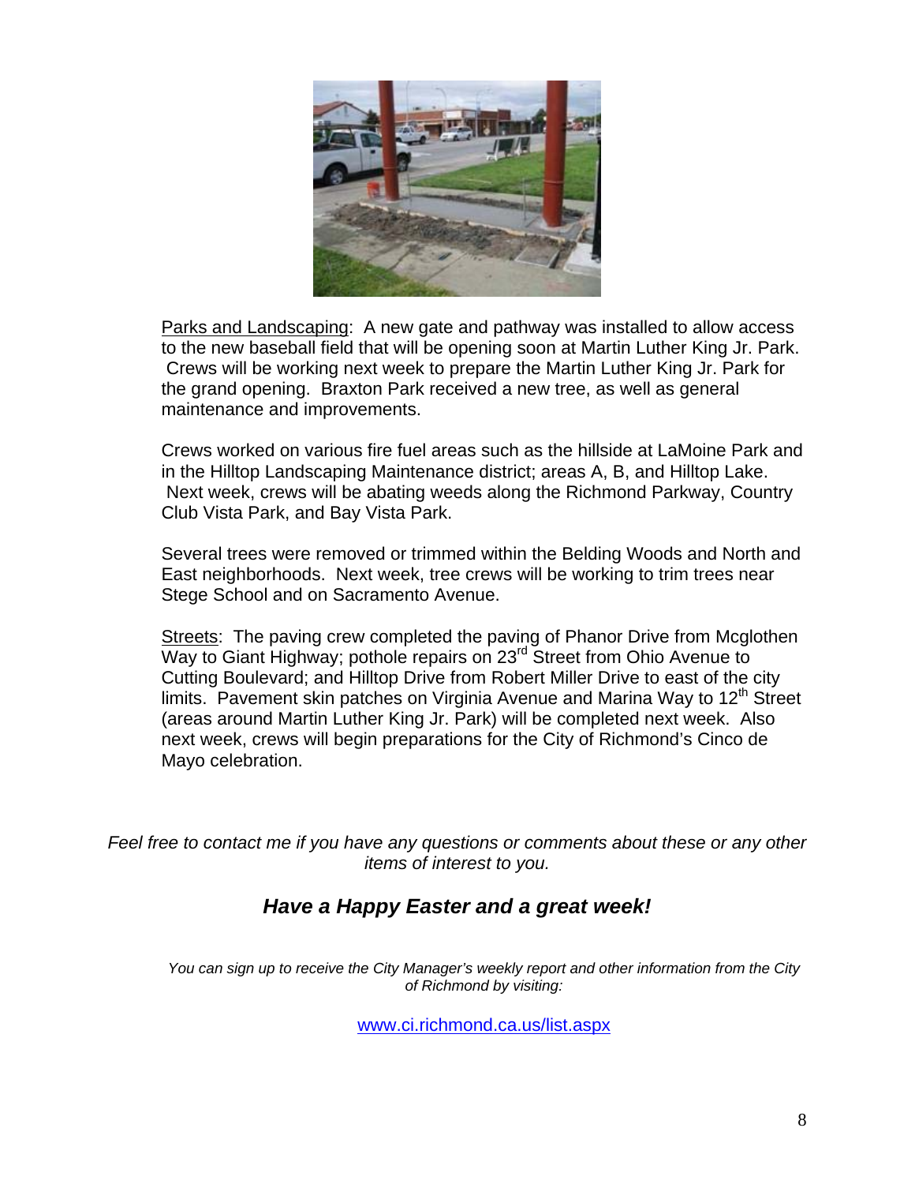Parks and Landscaping: A new gate and pathway was installed to allow access to the new baseball field that will be opening soon at Martin Luther King Jr. Park. Crews will be working next week to prepare the Martin Luther King Jr. Park for the grand opening. Braxton Park received a new tree, as well as general maintenance and improvements.

Crews worked on various fire fuel areas such as the hillside at LaMoine Park and in the Hilltop Landscaping Maintenance district; areas A, B, and Hilltop Lake. Next week, crews will be abating weeds along the Richmond Parkway, Country Club Vista Park, and Bay Vista Park.

Several trees were removed or trimmed within the Belding Woods and North and East neighborhoods. Next week, tree crews will be working to trim trees near Stege School and on Sacramento Avenue.

Streets: The paving crew completed the paving of Phanor Drive from Mcglothen Way to Giant Highway; pothole repairs on 23rd Street from Ohio Avenue to Cutting Boulevard; and Hilltop Drive from Robert Miller Drive to east of the city limits. Pavement skin patches on Virginia Avenue and Marina Way to 12th Street (areas around Martin Luther King Jr. Park) will be completed next week. Also next week, crews will begin preparations for the City of Richmond's Cinco de Mayo celebration.

*Feel free to contact me if you have any questions or comments about these or any other items of interest to you.*

***Have a Happy Easter and a great week!***

*You can sign up to receive the City Manager's weekly report and other information from the City of Richmond by visiting:*

www.ci.richmond.ca.us/list.aspx